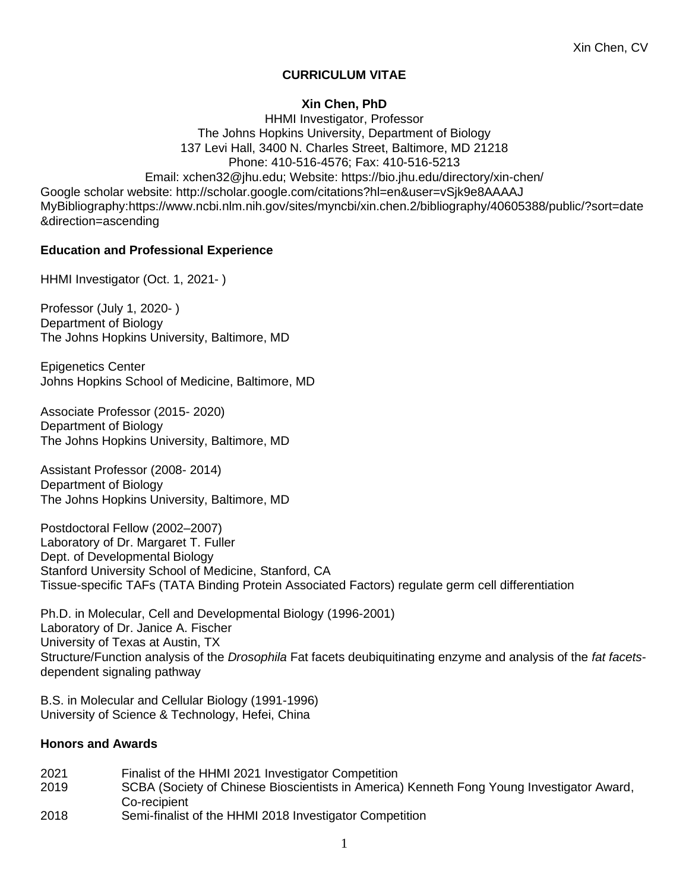# CURRICULUM VITAE

**Xin Chen, PhD**
HHMI Investigator, Professor
The Johns Hopkins University, Department of Biology
137 Levi Hall, 3400 N. Charles Street, Baltimore, MD 21218
Phone: 410-516-4576; Fax: 410-516-5213
Email: xchen32@jhu.edu; Website: https://bio.jhu.edu/directory/xin-chen/
Google scholar website: http://scholar.google.com/citations?hl=en&user=vSjk9e8AAAAJ
MyBibliography:https://www.ncbi.nlm.nih.gov/sites/myncbi/xin.chen.2/bibliography/40605388/public/?sort=date&direction=ascending

## Education and Professional Experience

HHMI Investigator (Oct. 1, 2021- )

Professor (July 1, 2020- )
Department of Biology
The Johns Hopkins University, Baltimore, MD

Epigenetics Center
Johns Hopkins School of Medicine, Baltimore, MD

Associate Professor (2015- 2020)
Department of Biology
The Johns Hopkins University, Baltimore, MD

Assistant Professor (2008- 2014)
Department of Biology
The Johns Hopkins University, Baltimore, MD

Postdoctoral Fellow (2002–2007)
Laboratory of Dr. Margaret T. Fuller
Dept. of Developmental Biology
Stanford University School of Medicine, Stanford, CA
Tissue-specific TAFs (TATA Binding Protein Associated Factors) regulate germ cell differentiation

Ph.D. in Molecular, Cell and Developmental Biology (1996-2001)
Laboratory of Dr. Janice A. Fischer
University of Texas at Austin, TX
Structure/Function analysis of the *Drosophila* Fat facets deubiquitinating enzyme and analysis of the *fat facets*-dependent signaling pathway

B.S. in Molecular and Cellular Biology (1991-1996)
University of Science & Technology, Hefei, China

## Honors and Awards

| | |
|---|---|
| 2021 | Finalist of the HHMI 2021 Investigator Competition |
| 2019 | SCBA (Society of Chinese Bioscientists in America) Kenneth Fong Young Investigator Award, Co-recipient |
| 2018 | Semi-finalist of the HHMI 2018 Investigator Competition |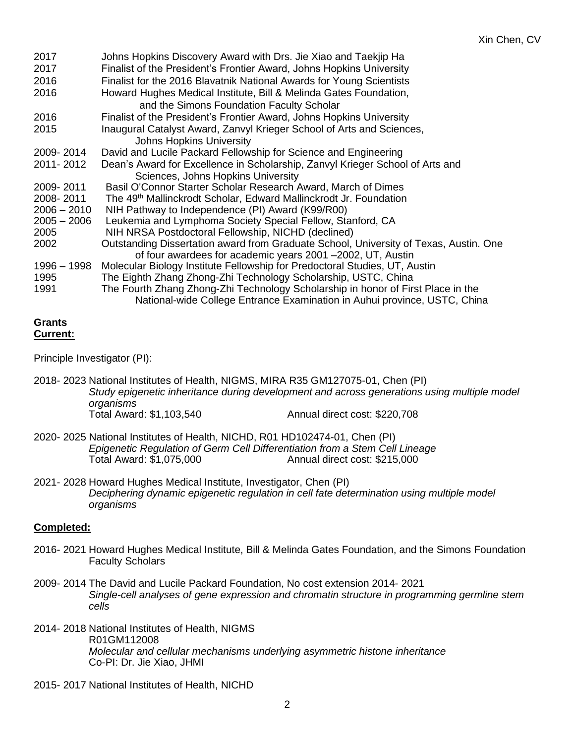2017 Johns Hopkins Discovery Award with Drs. Jie Xiao and Taekjip Ha
2017 Finalist of the President's Frontier Award, Johns Hopkins University
2016 Finalist for the 2016 Blavatnik National Awards for Young Scientists
2016 Howard Hughes Medical Institute, Bill & Melinda Gates Foundation, and the Simons Foundation Faculty Scholar
2016 Finalist of the President's Frontier Award, Johns Hopkins University
2015 Inaugural Catalyst Award, Zanvyl Krieger School of Arts and Sciences, Johns Hopkins University
2009- 2014 David and Lucile Packard Fellowship for Science and Engineering
2011- 2012 Dean's Award for Excellence in Scholarship, Zanvyl Krieger School of Arts and Sciences, Johns Hopkins University
2009- 2011 Basil O'Connor Starter Scholar Research Award, March of Dimes
2008- 2011 The 49th Mallinckrodt Scholar, Edward Mallinckrodt Jr. Foundation
2006 – 2010 NIH Pathway to Independence (PI) Award (K99/R00)
2005 – 2006 Leukemia and Lymphoma Society Special Fellow, Stanford, CA
2005 NIH NRSA Postdoctoral Fellowship, NICHD (declined)
2002 Outstanding Dissertation award from Graduate School, University of Texas, Austin. One of four awardees for academic years 2001 –2002, UT, Austin
1996 – 1998 Molecular Biology Institute Fellowship for Predoctoral Studies, UT, Austin
1995 The Eighth Zhang Zhong-Zhi Technology Scholarship, USTC, China
1991 The Fourth Zhang Zhong-Zhi Technology Scholarship in honor of First Place in the National-wide College Entrance Examination in Auhui province, USTC, China

**Grants**

**Current:**

Principle Investigator (PI):

2018- 2023 National Institutes of Health, NIGMS, MIRA R35 GM127075-01, Chen (PI)
*Study epigenetic inheritance during development and across generations using multiple model organisms*
Total Award: $1,103,540 Annual direct cost: $220,708

2020- 2025 National Institutes of Health, NICHD, R01 HD102474-01, Chen (PI)
*Epigenetic Regulation of Germ Cell Differentiation from a Stem Cell Lineage*
Total Award: $1,075,000 Annual direct cost: $215,000

2021- 2028 Howard Hughes Medical Institute, Investigator, Chen (PI)
*Deciphering dynamic epigenetic regulation in cell fate determination using multiple model organisms*

**Completed:**

2016- 2021 Howard Hughes Medical Institute, Bill & Melinda Gates Foundation, and the Simons Foundation Faculty Scholars

2009- 2014 The David and Lucile Packard Foundation, No cost extension 2014- 2021
*Single-cell analyses of gene expression and chromatin structure in programming germline stem cells*

2014- 2018 National Institutes of Health, NIGMS
R01GM112008
*Molecular and cellular mechanisms underlying asymmetric histone inheritance*
Co-PI: Dr. Jie Xiao, JHMI

2015- 2017 National Institutes of Health, NICHD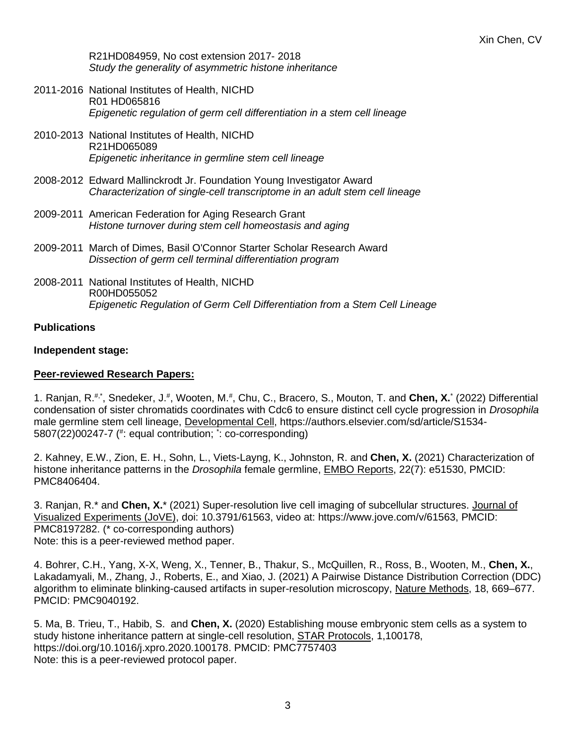R21HD084959, No cost extension 2017- 2018
*Study the generality of asymmetric histone inheritance*

2011-2016 National Institutes of Health, NICHD
R01 HD065816
*Epigenetic regulation of germ cell differentiation in a stem cell lineage*

2010-2013 National Institutes of Health, NICHD
R21HD065089
*Epigenetic inheritance in germline stem cell lineage*

2008-2012 Edward Mallinckrodt Jr. Foundation Young Investigator Award
*Characterization of single-cell transcriptome in an adult stem cell lineage*

2009-2011 American Federation for Aging Research Grant
*Histone turnover during stem cell homeostasis and aging*

2009-2011 March of Dimes, Basil O'Connor Starter Scholar Research Award
*Dissection of germ cell terminal differentiation program*

2008-2011 National Institutes of Health, NICHD
R00HD055052
*Epigenetic Regulation of Germ Cell Differentiation from a Stem Cell Lineage*

**Publications**

**Independent stage:**

**Peer-reviewed Research Papers:**

1. Ranjan, R.[#,*], Snedeker, J.[#], Wooten, M.[#], Chu, C., Bracero, S., Mouton, T. and **Chen, X.**[*] (2022) Differential condensation of sister chromatids coordinates with Cdc6 to ensure distinct cell cycle progression in *Drosophila* male germline stem cell lineage, Developmental Cell, https://authors.elsevier.com/sd/article/S1534-5807(22)00247-7 ([#]: equal contribution; [*]: co-corresponding)

2. Kahney, E.W., Zion, E. H., Sohn, L., Viets-Layng, K., Johnston, R. and **Chen, X.** (2021) Characterization of histone inheritance patterns in the *Drosophila* female germline, EMBO Reports, 22(7): e51530, PMCID: PMC8406404.

3. Ranjan, R.* and **Chen, X.*** (2021) Super-resolution live cell imaging of subcellular structures. Journal of Visualized Experiments (JoVE), doi: 10.3791/61563, video at: https://www.jove.com/v/61563, PMCID: PMC8197282. (* co-corresponding authors)
Note: this is a peer-reviewed method paper.

4. Bohrer, C.H., Yang, X-X, Weng, X., Tenner, B., Thakur, S., McQuillen, R., Ross, B., Wooten, M., **Chen, X.**, Lakadamyali, M., Zhang, J., Roberts, E., and Xiao, J. (2021) A Pairwise Distance Distribution Correction (DDC) algorithm to eliminate blinking-caused artifacts in super-resolution microscopy, Nature Methods, 18, 669–677. PMCID: PMC9040192.

5. Ma, B. Trieu, T., Habib, S. and **Chen, X.** (2020) Establishing mouse embryonic stem cells as a system to study histone inheritance pattern at single-cell resolution, STAR Protocols, 1,100178, https://doi.org/10.1016/j.xpro.2020.100178. PMCID: PMC7757403
Note: this is a peer-reviewed protocol paper.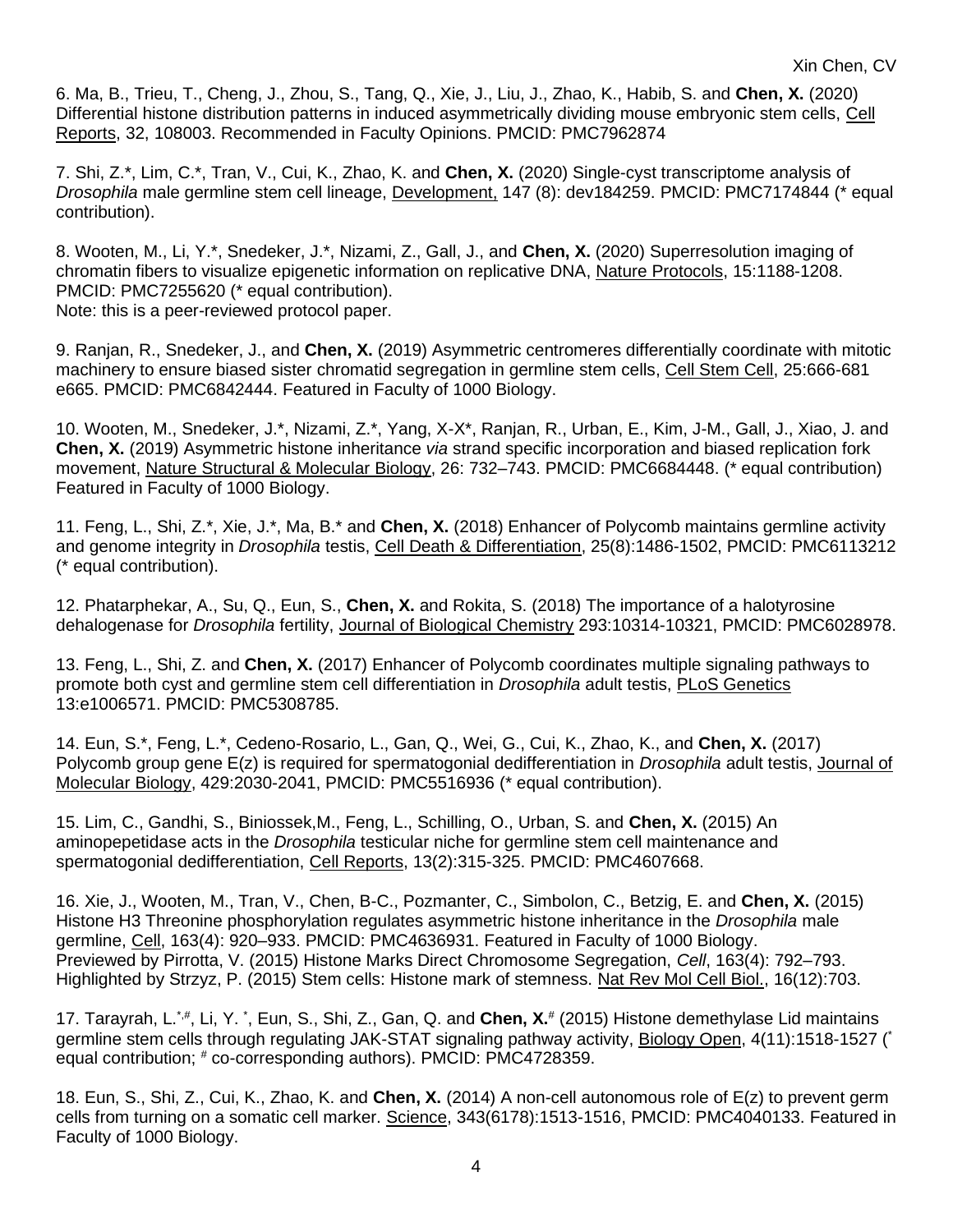6. Ma, B., Trieu, T., Cheng, J., Zhou, S., Tang, Q., Xie, J., Liu, J., Zhao, K., Habib, S. and **Chen, X.** (2020) Differential histone distribution patterns in induced asymmetrically dividing mouse embryonic stem cells, Cell Reports, 32, 108003. Recommended in Faculty Opinions. PMCID: PMC7962874

7. Shi, Z.*, Lim, C.*, Tran, V., Cui, K., Zhao, K. and **Chen, X.** (2020) Single-cyst transcriptome analysis of *Drosophila* male germline stem cell lineage, Development, 147 (8): dev184259. PMCID: PMC7174844 (* equal contribution).

8. Wooten, M., Li, Y.*, Snedeker, J.*, Nizami, Z., Gall, J., and **Chen, X.** (2020) Superresolution imaging of chromatin fibers to visualize epigenetic information on replicative DNA, Nature Protocols, 15:1188-1208. PMCID: PMC7255620 (* equal contribution).
Note: this is a peer-reviewed protocol paper.

9. Ranjan, R., Snedeker, J., and **Chen, X.** (2019) Asymmetric centromeres differentially coordinate with mitotic machinery to ensure biased sister chromatid segregation in germline stem cells, Cell Stem Cell, 25:666-681 e665. PMCID: PMC6842444. Featured in Faculty of 1000 Biology.

10. Wooten, M., Snedeker, J.*, Nizami, Z.*, Yang, X-X*, Ranjan, R., Urban, E., Kim, J-M., Gall, J., Xiao, J. and **Chen, X.** (2019) Asymmetric histone inheritance *via* strand specific incorporation and biased replication fork movement, Nature Structural & Molecular Biology, 26: 732–743. PMCID: PMC6684448. (* equal contribution) Featured in Faculty of 1000 Biology.

11. Feng, L., Shi, Z.*, Xie, J.*, Ma, B.* and **Chen, X.** (2018) Enhancer of Polycomb maintains germline activity and genome integrity in *Drosophila* testis, Cell Death & Differentiation, 25(8):1486-1502, PMCID: PMC6113212 (* equal contribution).

12. Phatarphekar, A., Su, Q., Eun, S., **Chen, X.** and Rokita, S. (2018) The importance of a halotyrosine dehalogenase for *Drosophila* fertility, Journal of Biological Chemistry 293:10314-10321, PMCID: PMC6028978.

13. Feng, L., Shi, Z. and **Chen, X.** (2017) Enhancer of Polycomb coordinates multiple signaling pathways to promote both cyst and germline stem cell differentiation in *Drosophila* adult testis, PLoS Genetics 13:e1006571. PMCID: PMC5308785.

14. Eun, S.*, Feng, L.*, Cedeno-Rosario, L., Gan, Q., Wei, G., Cui, K., Zhao, K., and **Chen, X.** (2017) Polycomb group gene E(z) is required for spermatogonial dedifferentiation in *Drosophila* adult testis, Journal of Molecular Biology, 429:2030-2041, PMCID: PMC5516936 (* equal contribution).

15. Lim, C., Gandhi, S., Biniossek,M., Feng, L., Schilling, O., Urban, S. and **Chen, X.** (2015) An aminopepetidase acts in the *Drosophila* testicular niche for germline stem cell maintenance and spermatogonial dedifferentiation, Cell Reports, 13(2):315-325. PMCID: PMC4607668.

16. Xie, J., Wooten, M., Tran, V., Chen, B-C., Pozmanter, C., Simbolon, C., Betzig, E. and **Chen, X.** (2015) Histone H3 Threonine phosphorylation regulates asymmetric histone inheritance in the *Drosophila* male germline, Cell, 163(4): 920–933. PMCID: PMC4636931. Featured in Faculty of 1000 Biology.
Previewed by Pirrotta, V. (2015) Histone Marks Direct Chromosome Segregation, *Cell*, 163(4): 792–793.
Highlighted by Strzyz, P. (2015) Stem cells: Histone mark of stemness. Nat Rev Mol Cell Biol., 16(12):703.

17. Tarayrah, L.[*,#], Li, Y. [*], Eun, S., Shi, Z., Gan, Q. and **Chen, X.**[#] (2015) Histone demethylase Lid maintains germline stem cells through regulating JAK-STAT signaling pathway activity, Biology Open, 4(11):1518-1527 ([*] equal contribution; [#] co-corresponding authors). PMCID: PMC4728359.

18. Eun, S., Shi, Z., Cui, K., Zhao, K. and **Chen, X.** (2014) A non-cell autonomous role of E(z) to prevent germ cells from turning on a somatic cell marker. Science, 343(6178):1513-1516, PMCID: PMC4040133. Featured in Faculty of 1000 Biology.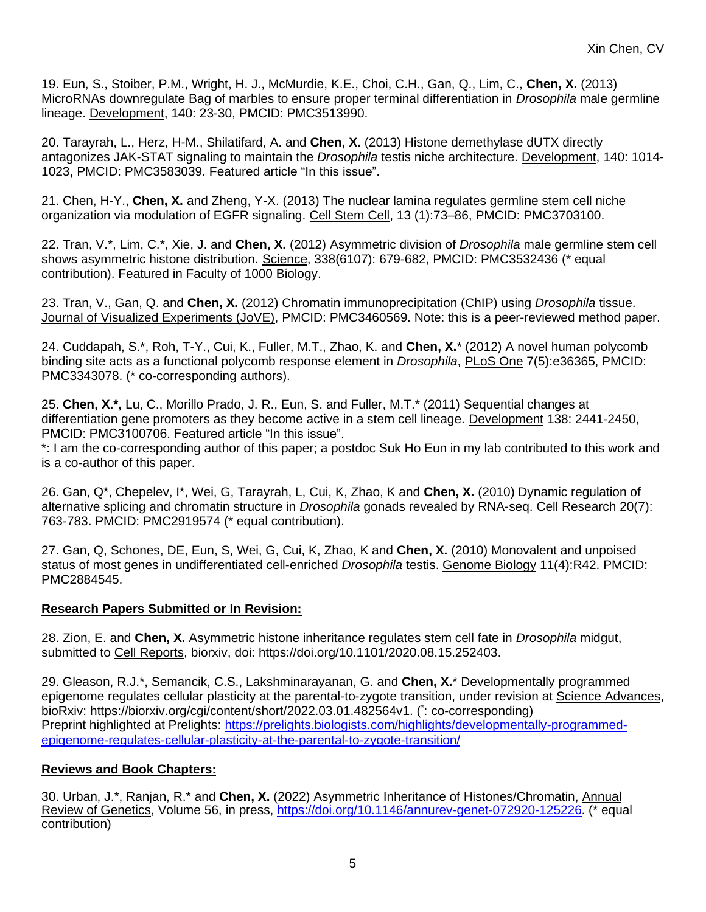19. Eun, S., Stoiber, P.M., Wright, H. J., McMurdie, K.E., Choi, C.H., Gan, Q., Lim, C., **Chen, X.** (2013) MicroRNAs downregulate Bag of marbles to ensure proper terminal differentiation in *Drosophila* male germline lineage. Development, 140: 23-30, PMCID: PMC3513990.

20. Tarayrah, L., Herz, H-M., Shilatifard, A. and **Chen, X.** (2013) Histone demethylase dUTX directly antagonizes JAK-STAT signaling to maintain the *Drosophila* testis niche architecture. Development, 140: 1014-1023, PMCID: PMC3583039. Featured article "In this issue".

21. Chen, H-Y., **Chen, X.** and Zheng, Y-X. (2013) The nuclear lamina regulates germline stem cell niche organization via modulation of EGFR signaling. Cell Stem Cell, 13 (1):73–86, PMCID: PMC3703100.

22. Tran, V.*, Lim, C.*, Xie, J. and **Chen, X.** (2012) Asymmetric division of *Drosophila* male germline stem cell shows asymmetric histone distribution. Science, 338(6107): 679-682, PMCID: PMC3532436 (* equal contribution). Featured in Faculty of 1000 Biology.

23. Tran, V., Gan, Q. and **Chen, X.** (2012) Chromatin immunoprecipitation (ChIP) using *Drosophila* tissue. Journal of Visualized Experiments (JoVE), PMCID: PMC3460569. Note: this is a peer-reviewed method paper.

24. Cuddapah, S.*, Roh, T-Y., Cui, K., Fuller, M.T., Zhao, K. and **Chen, X.*** (2012) A novel human polycomb binding site acts as a functional polycomb response element in *Drosophila*, PLoS One 7(5):e36365, PMCID: PMC3343078. (* co-corresponding authors).

25. **Chen, X.*,** Lu, C., Morillo Prado, J. R., Eun, S. and Fuller, M.T.* (2011) Sequential changes at differentiation gene promoters as they become active in a stem cell lineage. Development 138: 2441-2450, PMCID: PMC3100706. Featured article "In this issue".
*: I am the co-corresponding author of this paper; a postdoc Suk Ho Eun in my lab contributed to this work and is a co-author of this paper.

26. Gan, Q*, Chepelev, I*, Wei, G, Tarayrah, L, Cui, K, Zhao, K and **Chen, X.** (2010) Dynamic regulation of alternative splicing and chromatin structure in *Drosophila* gonads revealed by RNA-seq. Cell Research 20(7): 763-783. PMCID: PMC2919574 (* equal contribution).

27. Gan, Q, Schones, DE, Eun, S, Wei, G, Cui, K, Zhao, K and **Chen, X.** (2010) Monovalent and unpoised status of most genes in undifferentiated cell-enriched *Drosophila* testis. Genome Biology 11(4):R42. PMCID: PMC2884545.

## Research Papers Submitted or In Revision:

28. Zion, E. and **Chen, X.** Asymmetric histone inheritance regulates stem cell fate in *Drosophila* midgut, submitted to Cell Reports, biorxiv, doi: https://doi.org/10.1101/2020.08.15.252403.

29. Gleason, R.J.*, Semancik, C.S., Lakshminarayanan, G. and **Chen, X.*** Developmentally programmed epigenome regulates cellular plasticity at the parental-to-zygote transition, under revision at Science Advances, bioRxiv: https://biorxiv.org/cgi/content/short/2022.03.01.482564v1. (*: co-corresponding)
Preprint highlighted at Prelights: https://prelights.biologists.com/highlights/developmentally-programmed-epigenome-regulates-cellular-plasticity-at-the-parental-to-zygote-transition/

## Reviews and Book Chapters:

30. Urban, J.*, Ranjan, R.* and **Chen, X.** (2022) Asymmetric Inheritance of Histones/Chromatin, Annual Review of Genetics, Volume 56, in press, https://doi.org/10.1146/annurev-genet-072920-125226. (* equal contribution)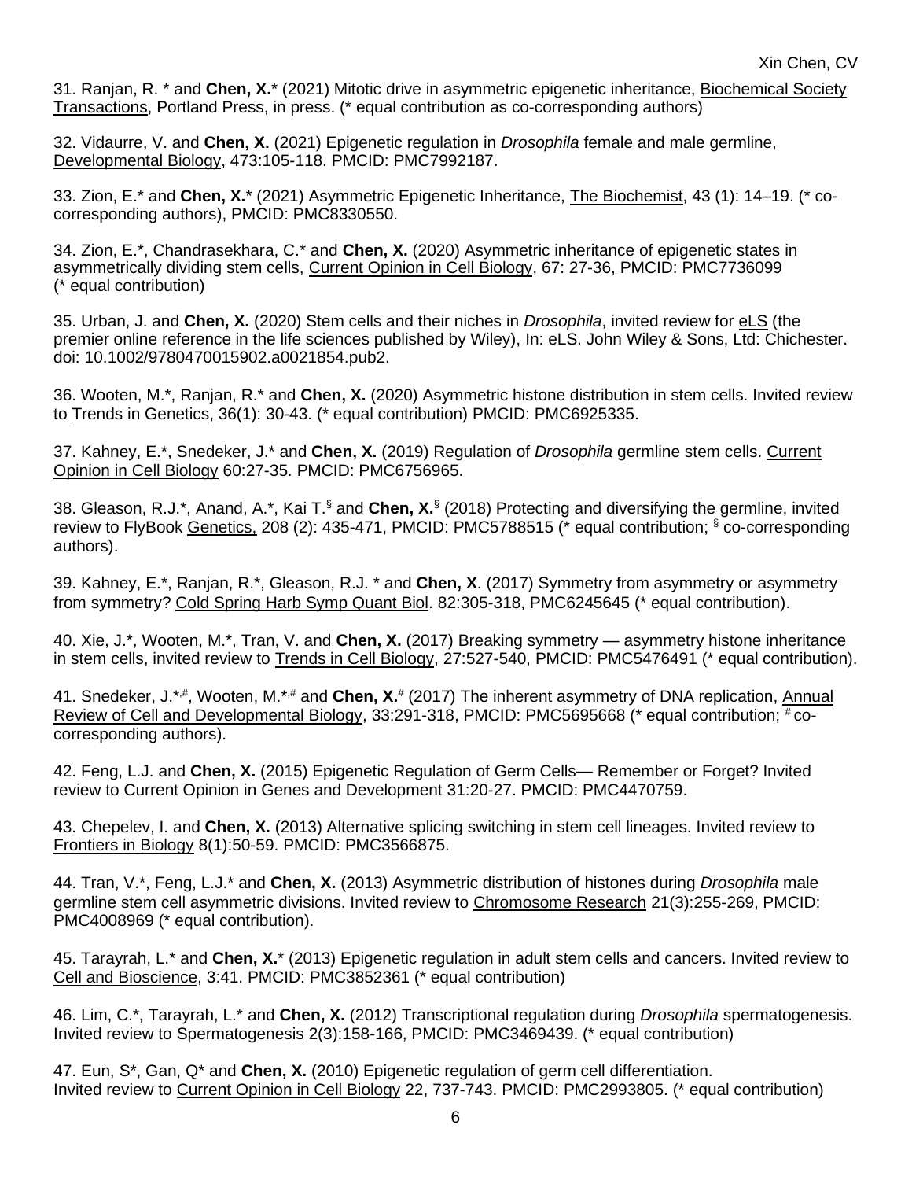31. Ranjan, R. * and **Chen, X.*** (2021) Mitotic drive in asymmetric epigenetic inheritance, Biochemical Society Transactions, Portland Press, in press. (* equal contribution as co-corresponding authors)

32. Vidaurre, V. and **Chen, X.** (2021) Epigenetic regulation in *Drosophila* female and male germline, Developmental Biology, 473:105-118. PMCID: PMC7992187.

33. Zion, E.* and **Chen, X.*** (2021) Asymmetric Epigenetic Inheritance, The Biochemist, 43 (1): 14–19. (* co-corresponding authors), PMCID: PMC8330550.

34. Zion, E.*, Chandrasekhara, C.* and **Chen, X.** (2020) Asymmetric inheritance of epigenetic states in asymmetrically dividing stem cells, Current Opinion in Cell Biology, 67: 27-36, PMCID: PMC7736099 (* equal contribution)

35. Urban, J. and **Chen, X.** (2020) Stem cells and their niches in *Drosophila*, invited review for eLS (the premier online reference in the life sciences published by Wiley), In: eLS. John Wiley & Sons, Ltd: Chichester. doi: 10.1002/9780470015902.a0021854.pub2.

36. Wooten, M.*, Ranjan, R.* and **Chen, X.** (2020) Asymmetric histone distribution in stem cells. Invited review to Trends in Genetics, 36(1): 30-43. (* equal contribution) PMCID: PMC6925335.

37. Kahney, E.*, Snedeker, J.* and **Chen, X.** (2019) Regulation of *Drosophila* germline stem cells. Current Opinion in Cell Biology 60:27-35. PMCID: PMC6756965.

38. Gleason, R.J.*, Anand, A.*, Kai T.[§] and **Chen, X.**[§] (2018) Protecting and diversifying the germline, invited review to FlyBook Genetics, 208 (2): 435-471, PMCID: PMC5788515 (* equal contribution; [§] co-corresponding authors).

39. Kahney, E.*, Ranjan, R.*, Gleason, R.J. * and **Chen, X**. (2017) Symmetry from asymmetry or asymmetry from symmetry? Cold Spring Harb Symp Quant Biol. 82:305-318, PMC6245645 (* equal contribution).

40. Xie, J.*, Wooten, M.*, Tran, V. and **Chen, X.** (2017) Breaking symmetry — asymmetry histone inheritance in stem cells, invited review to Trends in Cell Biology, 27:527-540, PMCID: PMC5476491 (* equal contribution).

41. Snedeker, J.*[,#], Wooten, M.*[,#] and **Chen, X.**[#] (2017) The inherent asymmetry of DNA replication, Annual Review of Cell and Developmental Biology, 33:291-318, PMCID: PMC5695668 (* equal contribution; [#] co-corresponding authors).

42. Feng, L.J. and **Chen, X.** (2015) Epigenetic Regulation of Germ Cells— Remember or Forget? Invited review to Current Opinion in Genes and Development 31:20-27. PMCID: PMC4470759.

43. Chepelev, I. and **Chen, X.** (2013) Alternative splicing switching in stem cell lineages. Invited review to Frontiers in Biology 8(1):50-59. PMCID: PMC3566875.

44. Tran, V.*, Feng, L.J.* and **Chen, X.** (2013) Asymmetric distribution of histones during *Drosophila* male germline stem cell asymmetric divisions. Invited review to Chromosome Research 21(3):255-269, PMCID: PMC4008969 (* equal contribution).

45. Tarayrah, L.* and **Chen, X.*** (2013) Epigenetic regulation in adult stem cells and cancers. Invited review to Cell and Bioscience, 3:41. PMCID: PMC3852361 (* equal contribution)

46. Lim, C.*, Tarayrah, L.* and **Chen, X.** (2012) Transcriptional regulation during *Drosophila* spermatogenesis. Invited review to Spermatogenesis 2(3):158-166, PMCID: PMC3469439. (* equal contribution)

47. Eun, S*, Gan, Q* and **Chen, X.** (2010) Epigenetic regulation of germ cell differentiation. Invited review to Current Opinion in Cell Biology 22, 737-743. PMCID: PMC2993805. (* equal contribution)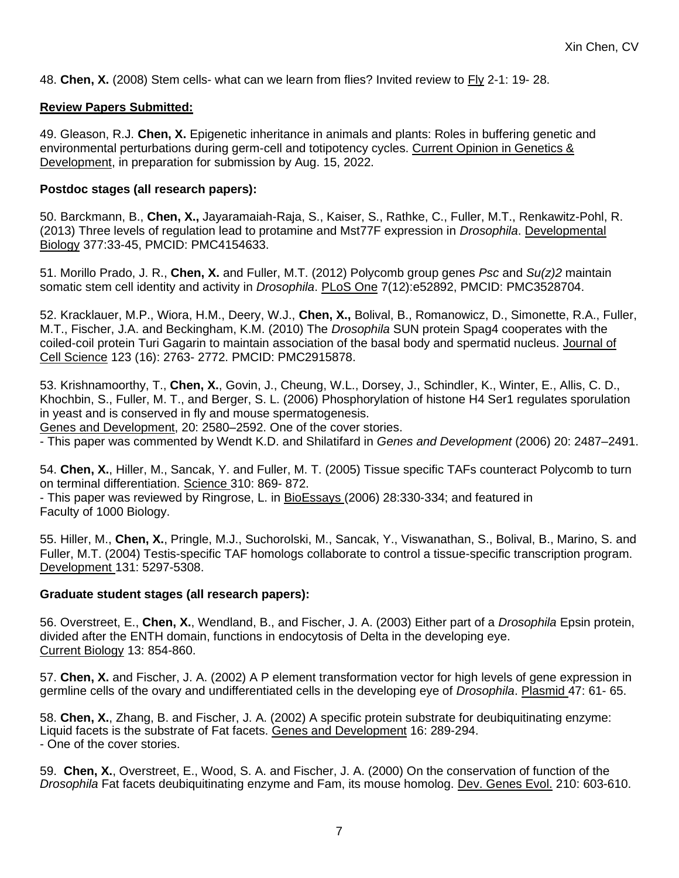48. **Chen, X.** (2008) Stem cells- what can we learn from flies? Invited review to Fly 2-1: 19- 28.

**Review Papers Submitted:**

49. Gleason, R.J. **Chen, X.** Epigenetic inheritance in animals and plants: Roles in buffering genetic and environmental perturbations during germ-cell and totipotency cycles. Current Opinion in Genetics & Development, in preparation for submission by Aug. 15, 2022.

**Postdoc stages (all research papers):**

50. Barckmann, B., **Chen, X.,** Jayaramaiah-Raja, S., Kaiser, S., Rathke, C., Fuller, M.T., Renkawitz-Pohl, R. (2013) Three levels of regulation lead to protamine and Mst77F expression in *Drosophila*. Developmental Biology 377:33-45, PMCID: PMC4154633.

51. Morillo Prado, J. R., **Chen, X.** and Fuller, M.T. (2012) Polycomb group genes *Psc* and *Su(z)2* maintain somatic stem cell identity and activity in *Drosophila*. PLoS One 7(12):e52892, PMCID: PMC3528704.

52. Kracklauer, M.P., Wiora, H.M., Deery, W.J., **Chen, X.,** Bolival, B., Romanowicz, D., Simonette, R.A., Fuller, M.T., Fischer, J.A. and Beckingham, K.M. (2010) The *Drosophila* SUN protein Spag4 cooperates with the coiled-coil protein Turi Gagarin to maintain association of the basal body and spermatid nucleus. Journal of Cell Science 123 (16): 2763- 2772. PMCID: PMC2915878.

53. Krishnamoorthy, T., **Chen, X.**, Govin, J., Cheung, W.L., Dorsey, J., Schindler, K., Winter, E., Allis, C. D., Khochbin, S., Fuller, M. T., and Berger, S. L. (2006) Phosphorylation of histone H4 Ser1 regulates sporulation in yeast and is conserved in fly and mouse spermatogenesis.
Genes and Development, 20: 2580–2592. One of the cover stories.
- This paper was commented by Wendt K.D. and Shilatifard in *Genes and Development* (2006) 20: 2487–2491.

54. **Chen, X.**, Hiller, M., Sancak, Y. and Fuller, M. T. (2005) Tissue specific TAFs counteract Polycomb to turn on terminal differentiation. Science 310: 869- 872.
- This paper was reviewed by Ringrose, L. in BioEssays (2006) 28:330-334; and featured in Faculty of 1000 Biology.

55. Hiller, M., **Chen, X.**, Pringle, M.J., Suchorolski, M., Sancak, Y., Viswanathan, S., Bolival, B., Marino, S. and Fuller, M.T. (2004) Testis-specific TAF homologs collaborate to control a tissue-specific transcription program. Development 131: 5297-5308.

**Graduate student stages (all research papers):**

56. Overstreet, E., **Chen, X.**, Wendland, B., and Fischer, J. A. (2003) Either part of a *Drosophila* Epsin protein, divided after the ENTH domain, functions in endocytosis of Delta in the developing eye. Current Biology 13: 854-860.

57. **Chen, X.** and Fischer, J. A. (2002) A P element transformation vector for high levels of gene expression in germline cells of the ovary and undifferentiated cells in the developing eye of *Drosophila*. Plasmid 47: 61- 65.

58. **Chen, X.**, Zhang, B. and Fischer, J. A. (2002) A specific protein substrate for deubiquitinating enzyme: Liquid facets is the substrate of Fat facets. Genes and Development 16: 289-294.
- One of the cover stories.

59. **Chen, X.**, Overstreet, E., Wood, S. A. and Fischer, J. A. (2000) On the conservation of function of the *Drosophila* Fat facets deubiquitinating enzyme and Fam, its mouse homolog. Dev. Genes Evol. 210: 603-610.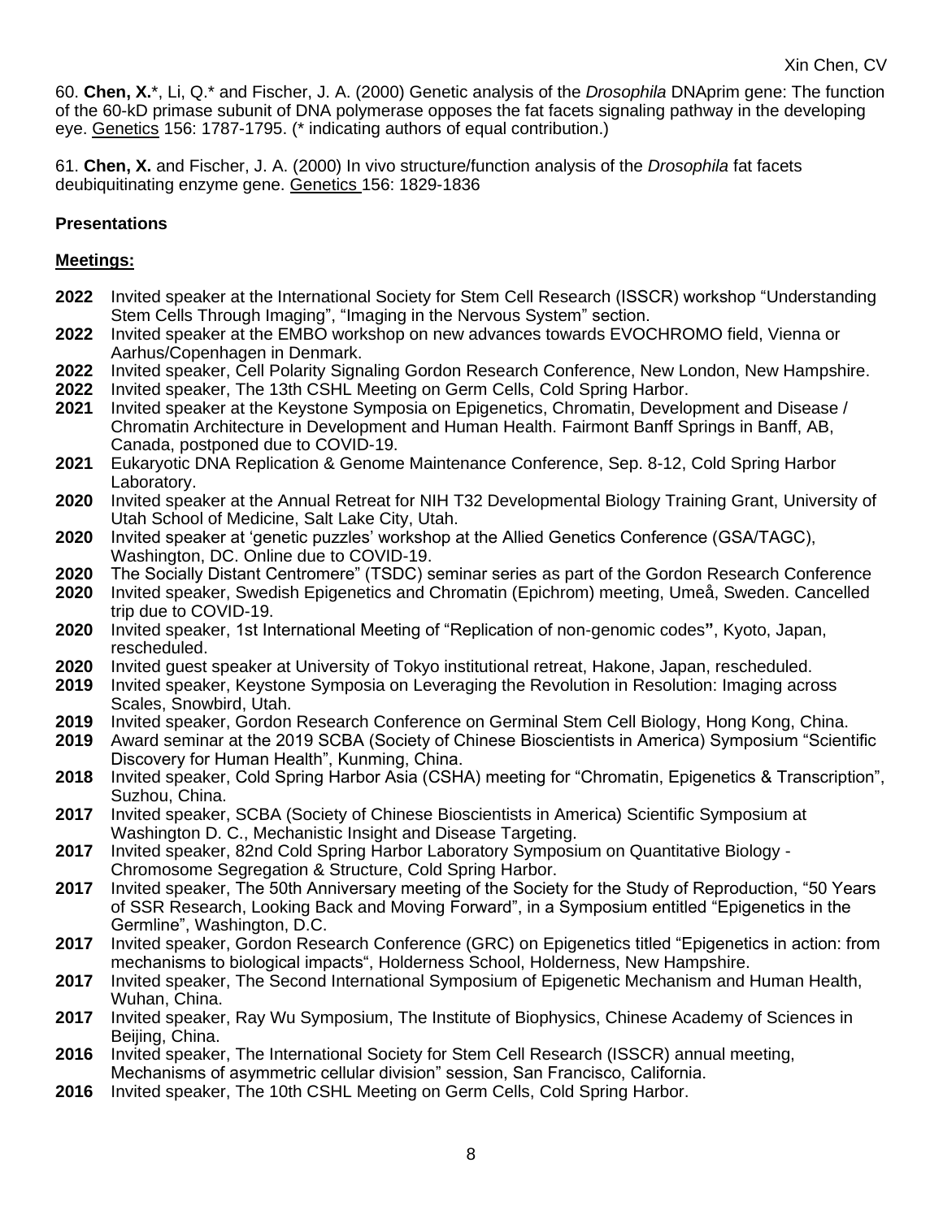60. **Chen, X.***, Li, Q.* and Fischer, J. A. (2000) Genetic analysis of the *Drosophila* DNAprim gene: The function of the 60-kD primase subunit of DNA polymerase opposes the fat facets signaling pathway in the developing eye. Genetics 156: 1787-1795. (* indicating authors of equal contribution.)

61. **Chen, X.** and Fischer, J. A. (2000) In vivo structure/function analysis of the *Drosophila* fat facets deubiquitinating enzyme gene. Genetics 156: 1829-1836

### Presentations

#### Meetings:

**2022** Invited speaker at the International Society for Stem Cell Research (ISSCR) workshop "Understanding Stem Cells Through Imaging", "Imaging in the Nervous System" section.

**2022** Invited speaker at the EMBO workshop on new advances towards EVOCHROMO field, Vienna or Aarhus/Copenhagen in Denmark.

**2022** Invited speaker, Cell Polarity Signaling Gordon Research Conference, New London, New Hampshire.

**2022** Invited speaker, The 13th CSHL Meeting on Germ Cells, Cold Spring Harbor.

**2021** Invited speaker at the Keystone Symposia on Epigenetics, Chromatin, Development and Disease / Chromatin Architecture in Development and Human Health. Fairmont Banff Springs in Banff, AB, Canada, postponed due to COVID-19.

**2021** Eukaryotic DNA Replication & Genome Maintenance Conference, Sep. 8-12, Cold Spring Harbor Laboratory.

**2020** Invited speaker at the Annual Retreat for NIH T32 Developmental Biology Training Grant, University of Utah School of Medicine, Salt Lake City, Utah.

**2020** Invited speaker at 'genetic puzzles' workshop at the Allied Genetics Conference (GSA/TAGC), Washington, DC. Online due to COVID-19.

**2020** The Socially Distant Centromere" (TSDC) seminar series as part of the Gordon Research Conference

**2020** Invited speaker, Swedish Epigenetics and Chromatin (Epichrom) meeting, Umeå, Sweden. Cancelled trip due to COVID-19.

**2020** Invited speaker, 1st International Meeting of "Replication of non-genomic codes**"**, Kyoto, Japan, rescheduled.

**2020** Invited guest speaker at University of Tokyo institutional retreat, Hakone, Japan, rescheduled.

**2019** Invited speaker, Keystone Symposia on Leveraging the Revolution in Resolution: Imaging across Scales, Snowbird, Utah.

**2019** Invited speaker, Gordon Research Conference on Germinal Stem Cell Biology, Hong Kong, China.

**2019** Award seminar at the 2019 SCBA (Society of Chinese Bioscientists in America) Symposium "Scientific Discovery for Human Health", Kunming, China.

**2018** Invited speaker, Cold Spring Harbor Asia (CSHA) meeting for "Chromatin, Epigenetics & Transcription", Suzhou, China.

**2017** Invited speaker, SCBA (Society of Chinese Bioscientists in America) Scientific Symposium at Washington D. C., Mechanistic Insight and Disease Targeting.

**2017** Invited speaker, 82nd Cold Spring Harbor Laboratory Symposium on Quantitative Biology - Chromosome Segregation & Structure, Cold Spring Harbor.

**2017** Invited speaker, The 50th Anniversary meeting of the Society for the Study of Reproduction, "50 Years of SSR Research, Looking Back and Moving Forward", in a Symposium entitled "Epigenetics in the Germline", Washington, D.C.

**2017** Invited speaker, Gordon Research Conference (GRC) on Epigenetics titled "Epigenetics in action: from mechanisms to biological impacts", Holderness School, Holderness, New Hampshire.

**2017** Invited speaker, The Second International Symposium of Epigenetic Mechanism and Human Health, Wuhan, China.

**2017** Invited speaker, Ray Wu Symposium, The Institute of Biophysics, Chinese Academy of Sciences in Beijing, China.

**2016** Invited speaker, The International Society for Stem Cell Research (ISSCR) annual meeting, Mechanisms of asymmetric cellular division" session, San Francisco, California.

**2016** Invited speaker, The 10th CSHL Meeting on Germ Cells, Cold Spring Harbor.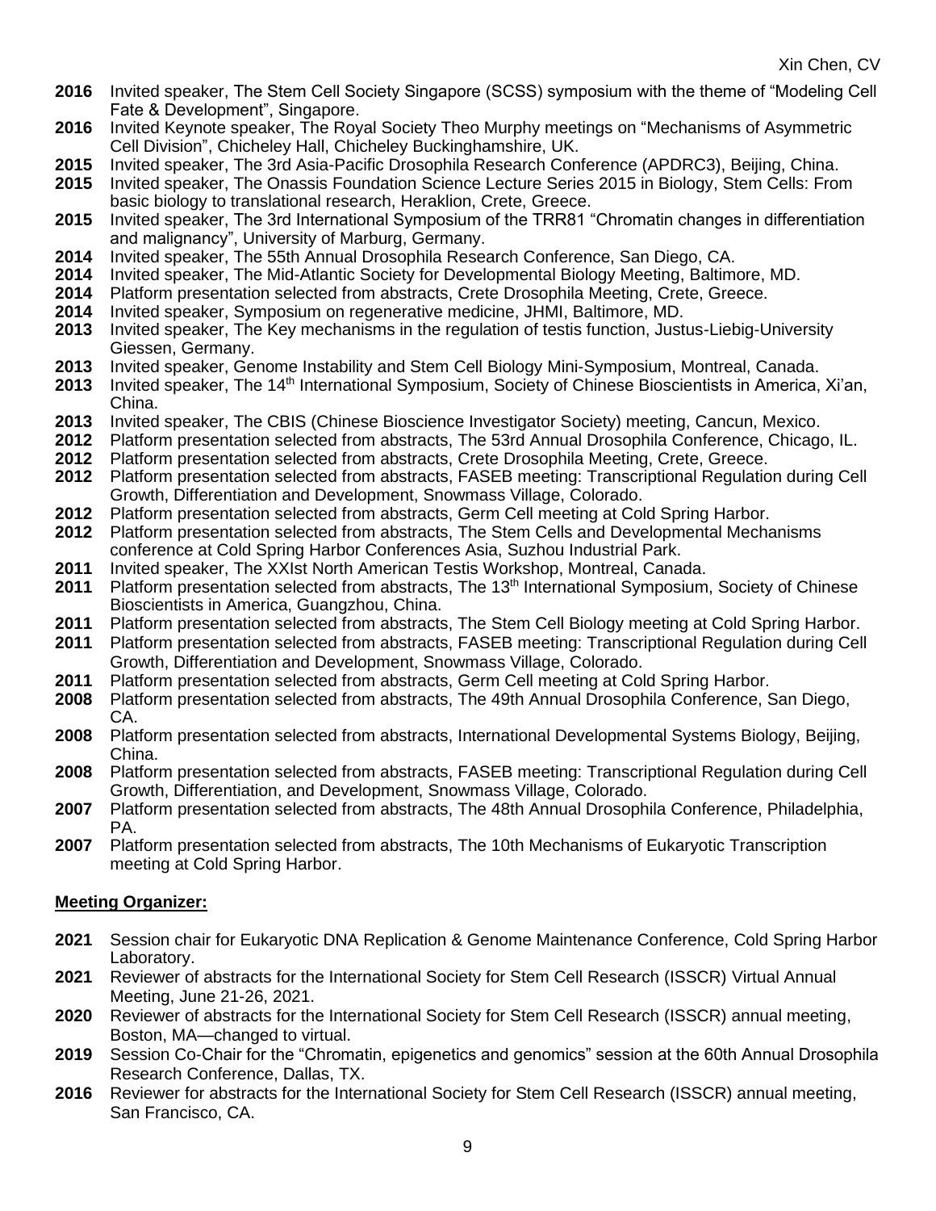**2016** Invited speaker, The Stem Cell Society Singapore (SCSS) symposium with the theme of "Modeling Cell Fate & Development", Singapore.

**2016** Invited Keynote speaker, The Royal Society Theo Murphy meetings on "Mechanisms of Asymmetric Cell Division", Chicheley Hall, Chicheley Buckinghamshire, UK.

**2015** Invited speaker, The 3rd Asia-Pacific Drosophila Research Conference (APDRC3), Beijing, China.

**2015** Invited speaker, The Onassis Foundation Science Lecture Series 2015 in Biology, Stem Cells: From basic biology to translational research, Heraklion, Crete, Greece.

**2015** Invited speaker, The 3rd International Symposium of the TRR81 "Chromatin changes in differentiation and malignancy", University of Marburg, Germany.

**2014** Invited speaker, The 55th Annual Drosophila Research Conference, San Diego, CA.

**2014** Invited speaker, The Mid-Atlantic Society for Developmental Biology Meeting, Baltimore, MD.

**2014** Platform presentation selected from abstracts, Crete Drosophila Meeting, Crete, Greece.

**2014** Invited speaker, Symposium on regenerative medicine, JHMI, Baltimore, MD.

**2013** Invited speaker, The Key mechanisms in the regulation of testis function, Justus-Liebig-University Giessen, Germany.

**2013** Invited speaker, Genome Instability and Stem Cell Biology Mini-Symposium, Montreal, Canada.

**2013** Invited speaker, The 14th International Symposium, Society of Chinese Bioscientists in America, Xi'an, China.

**2013** Invited speaker, The CBIS (Chinese Bioscience Investigator Society) meeting, Cancun, Mexico.

**2012** Platform presentation selected from abstracts, The 53rd Annual Drosophila Conference, Chicago, IL.

**2012** Platform presentation selected from abstracts, Crete Drosophila Meeting, Crete, Greece.

**2012** Platform presentation selected from abstracts, FASEB meeting: Transcriptional Regulation during Cell Growth, Differentiation and Development, Snowmass Village, Colorado.

**2012** Platform presentation selected from abstracts, Germ Cell meeting at Cold Spring Harbor.

**2012** Platform presentation selected from abstracts, The Stem Cells and Developmental Mechanisms conference at Cold Spring Harbor Conferences Asia, Suzhou Industrial Park.

**2011** Invited speaker, The XXIst North American Testis Workshop, Montreal, Canada.

**2011** Platform presentation selected from abstracts, The 13th International Symposium, Society of Chinese Bioscientists in America, Guangzhou, China.

**2011** Platform presentation selected from abstracts, The Stem Cell Biology meeting at Cold Spring Harbor.

**2011** Platform presentation selected from abstracts, FASEB meeting: Transcriptional Regulation during Cell Growth, Differentiation and Development, Snowmass Village, Colorado.

**2011** Platform presentation selected from abstracts, Germ Cell meeting at Cold Spring Harbor.

**2008** Platform presentation selected from abstracts, The 49th Annual Drosophila Conference, San Diego, CA.

**2008** Platform presentation selected from abstracts, International Developmental Systems Biology, Beijing, China.

**2008** Platform presentation selected from abstracts, FASEB meeting: Transcriptional Regulation during Cell Growth, Differentiation, and Development, Snowmass Village, Colorado.

**2007** Platform presentation selected from abstracts, The 48th Annual Drosophila Conference, Philadelphia, PA.

**2007** Platform presentation selected from abstracts, The 10th Mechanisms of Eukaryotic Transcription meeting at Cold Spring Harbor.

## Meeting Organizer:

**2021** Session chair for Eukaryotic DNA Replication & Genome Maintenance Conference, Cold Spring Harbor Laboratory.

**2021** Reviewer of abstracts for the International Society for Stem Cell Research (ISSCR) Virtual Annual Meeting, June 21-26, 2021.

**2020** Reviewer of abstracts for the International Society for Stem Cell Research (ISSCR) annual meeting, Boston, MA—changed to virtual.

**2019** Session Co-Chair for the "Chromatin, epigenetics and genomics" session at the 60th Annual Drosophila Research Conference, Dallas, TX.

**2016** Reviewer for abstracts for the International Society for Stem Cell Research (ISSCR) annual meeting, San Francisco, CA.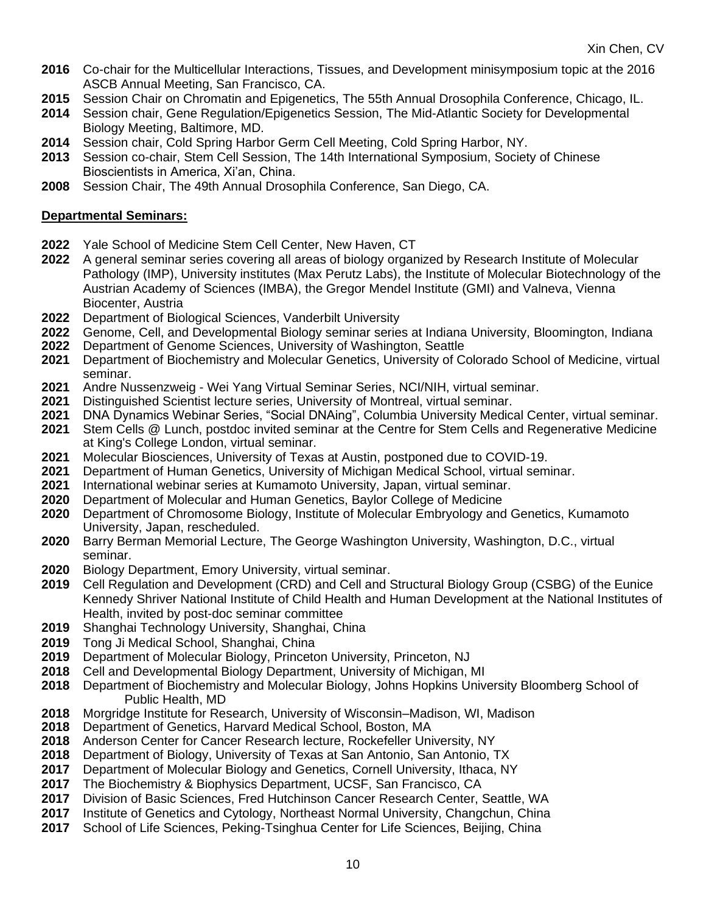**2016** Co-chair for the Multicellular Interactions, Tissues, and Development minisymposium topic at the 2016 ASCB Annual Meeting, San Francisco, CA.
**2015** Session Chair on Chromatin and Epigenetics, The 55th Annual Drosophila Conference, Chicago, IL.
**2014** Session chair, Gene Regulation/Epigenetics Session, The Mid-Atlantic Society for Developmental Biology Meeting, Baltimore, MD.
**2014** Session chair, Cold Spring Harbor Germ Cell Meeting, Cold Spring Harbor, NY.
**2013** Session co-chair, Stem Cell Session, The 14th International Symposium, Society of Chinese Bioscientists in America, Xi'an, China.
**2008** Session Chair, The 49th Annual Drosophila Conference, San Diego, CA.

**Departmental Seminars:**

**2022** Yale School of Medicine Stem Cell Center, New Haven, CT
**2022** A general seminar series covering all areas of biology organized by Research Institute of Molecular Pathology (IMP), University institutes (Max Perutz Labs), the Institute of Molecular Biotechnology of the Austrian Academy of Sciences (IMBA), the Gregor Mendel Institute (GMI) and Valneva, Vienna Biocenter, Austria
**2022** Department of Biological Sciences, Vanderbilt University
**2022** Genome, Cell, and Developmental Biology seminar series at Indiana University, Bloomington, Indiana
**2022** Department of Genome Sciences, University of Washington, Seattle
**2021** Department of Biochemistry and Molecular Genetics, University of Colorado School of Medicine, virtual seminar.
**2021** Andre Nussenzweig - Wei Yang Virtual Seminar Series, NCI/NIH, virtual seminar.
**2021** Distinguished Scientist lecture series, University of Montreal, virtual seminar.
**2021** DNA Dynamics Webinar Series, "Social DNAing", Columbia University Medical Center, virtual seminar.
**2021** Stem Cells @ Lunch, postdoc invited seminar at the Centre for Stem Cells and Regenerative Medicine at King's College London, virtual seminar.
**2021** Molecular Biosciences, University of Texas at Austin, postponed due to COVID-19.
**2021** Department of Human Genetics, University of Michigan Medical School, virtual seminar.
**2021** International webinar series at Kumamoto University, Japan, virtual seminar.
**2020** Department of Molecular and Human Genetics, Baylor College of Medicine
**2020** Department of Chromosome Biology, Institute of Molecular Embryology and Genetics, Kumamoto University, Japan, rescheduled.
**2020** Barry Berman Memorial Lecture, The George Washington University, Washington, D.C., virtual seminar.
**2020** Biology Department, Emory University, virtual seminar.
**2019** Cell Regulation and Development (CRD) and Cell and Structural Biology Group (CSBG) of the Eunice Kennedy Shriver National Institute of Child Health and Human Development at the National Institutes of Health, invited by post-doc seminar committee
**2019** Shanghai Technology University, Shanghai, China
**2019** Tong Ji Medical School, Shanghai, China
**2019** Department of Molecular Biology, Princeton University, Princeton, NJ
**2018** Cell and Developmental Biology Department, University of Michigan, MI
**2018** Department of Biochemistry and Molecular Biology, Johns Hopkins University Bloomberg School of Public Health, MD
**2018** Morgridge Institute for Research, University of Wisconsin–Madison, WI, Madison
**2018** Department of Genetics, Harvard Medical School, Boston, MA
**2018** Anderson Center for Cancer Research lecture, Rockefeller University, NY
**2018** Department of Biology, University of Texas at San Antonio, San Antonio, TX
**2017** Department of Molecular Biology and Genetics, Cornell University, Ithaca, NY
**2017** The Biochemistry & Biophysics Department, UCSF, San Francisco, CA
**2017** Division of Basic Sciences, Fred Hutchinson Cancer Research Center, Seattle, WA
**2017** Institute of Genetics and Cytology, Northeast Normal University, Changchun, China
**2017** School of Life Sciences, Peking-Tsinghua Center for Life Sciences, Beijing, China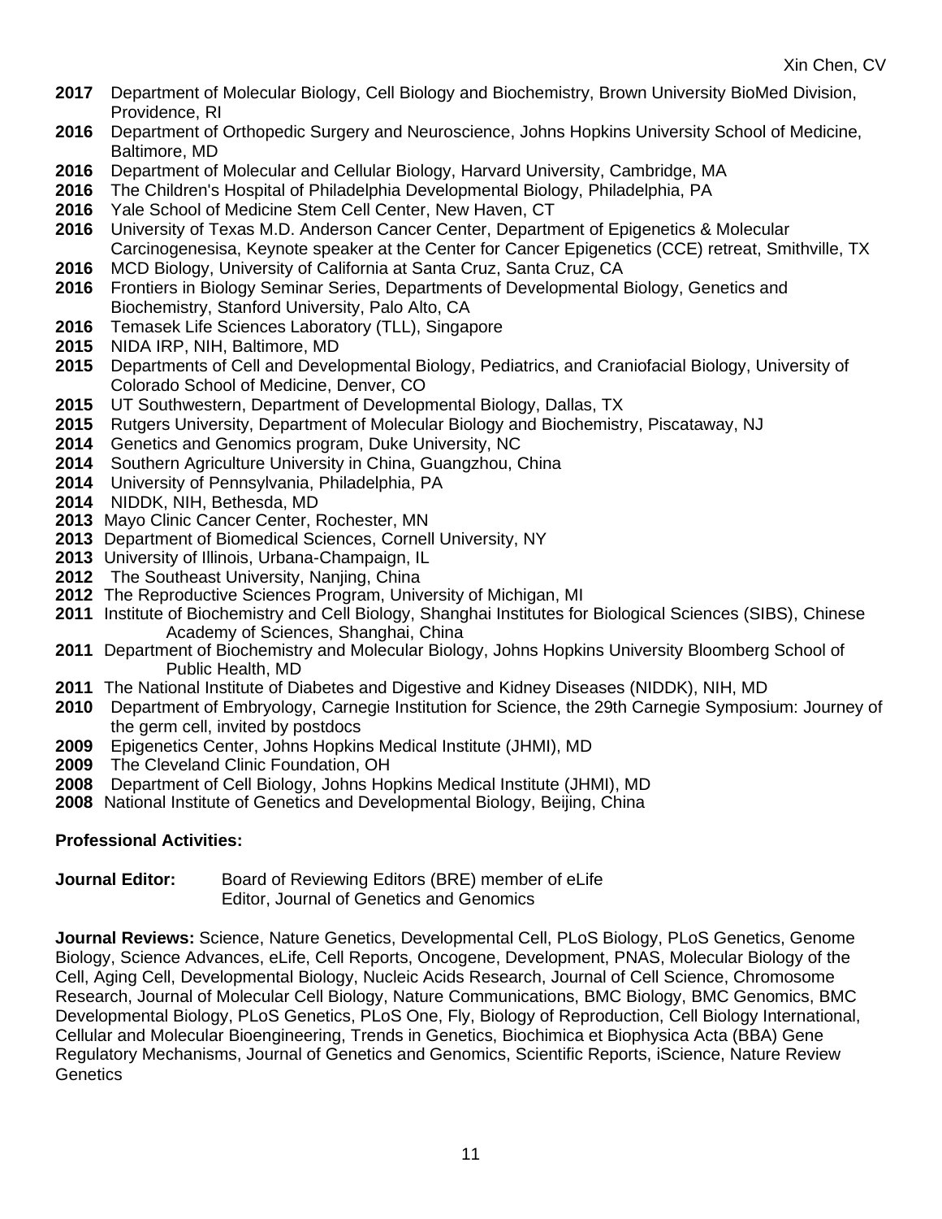**2017** Department of Molecular Biology, Cell Biology and Biochemistry, Brown University BioMed Division, Providence, RI
**2016** Department of Orthopedic Surgery and Neuroscience, Johns Hopkins University School of Medicine, Baltimore, MD
**2016** Department of Molecular and Cellular Biology, Harvard University, Cambridge, MA
**2016** The Children's Hospital of Philadelphia Developmental Biology, Philadelphia, PA
**2016** Yale School of Medicine Stem Cell Center, New Haven, CT
**2016** University of Texas M.D. Anderson Cancer Center, Department of Epigenetics & Molecular Carcinogenesisa, Keynote speaker at the Center for Cancer Epigenetics (CCE) retreat, Smithville, TX
**2016** MCD Biology, University of California at Santa Cruz, Santa Cruz, CA
**2016** Frontiers in Biology Seminar Series, Departments of Developmental Biology, Genetics and Biochemistry, Stanford University, Palo Alto, CA
**2016** Temasek Life Sciences Laboratory (TLL), Singapore
**2015** NIDA IRP, NIH, Baltimore, MD
**2015** Departments of Cell and Developmental Biology, Pediatrics, and Craniofacial Biology, University of Colorado School of Medicine, Denver, CO
**2015** UT Southwestern, Department of Developmental Biology, Dallas, TX
**2015** Rutgers University, Department of Molecular Biology and Biochemistry, Piscataway, NJ
**2014** Genetics and Genomics program, Duke University, NC
**2014** Southern Agriculture University in China, Guangzhou, China
**2014** University of Pennsylvania, Philadelphia, PA
**2014** NIDDK, NIH, Bethesda, MD
**2013** Mayo Clinic Cancer Center, Rochester, MN
**2013** Department of Biomedical Sciences, Cornell University, NY
**2013** University of Illinois, Urbana-Champaign, IL
**2012** The Southeast University, Nanjing, China
**2012** The Reproductive Sciences Program, University of Michigan, MI
**2011** Institute of Biochemistry and Cell Biology, Shanghai Institutes for Biological Sciences (SIBS), Chinese Academy of Sciences, Shanghai, China
**2011** Department of Biochemistry and Molecular Biology, Johns Hopkins University Bloomberg School of Public Health, MD
**2011** The National Institute of Diabetes and Digestive and Kidney Diseases (NIDDK), NIH, MD
**2010** Department of Embryology, Carnegie Institution for Science, the 29th Carnegie Symposium: Journey of the germ cell, invited by postdocs
**2009** Epigenetics Center, Johns Hopkins Medical Institute (JHMI), MD
**2009** The Cleveland Clinic Foundation, OH
**2008** Department of Cell Biology, Johns Hopkins Medical Institute (JHMI), MD
**2008** National Institute of Genetics and Developmental Biology, Beijing, China

**Professional Activities:**

**Journal Editor:** Board of Reviewing Editors (BRE) member of eLife
Editor, Journal of Genetics and Genomics

**Journal Reviews:** Science, Nature Genetics, Developmental Cell, PLoS Biology, PLoS Genetics, Genome Biology, Science Advances, eLife, Cell Reports, Oncogene, Development, PNAS, Molecular Biology of the Cell, Aging Cell, Developmental Biology, Nucleic Acids Research, Journal of Cell Science, Chromosome Research, Journal of Molecular Cell Biology, Nature Communications, BMC Biology, BMC Genomics, BMC Developmental Biology, PLoS Genetics, PLoS One, Fly, Biology of Reproduction, Cell Biology International, Cellular and Molecular Bioengineering, Trends in Genetics, Biochimica et Biophysica Acta (BBA) Gene Regulatory Mechanisms, Journal of Genetics and Genomics, Scientific Reports, iScience, Nature Review Genetics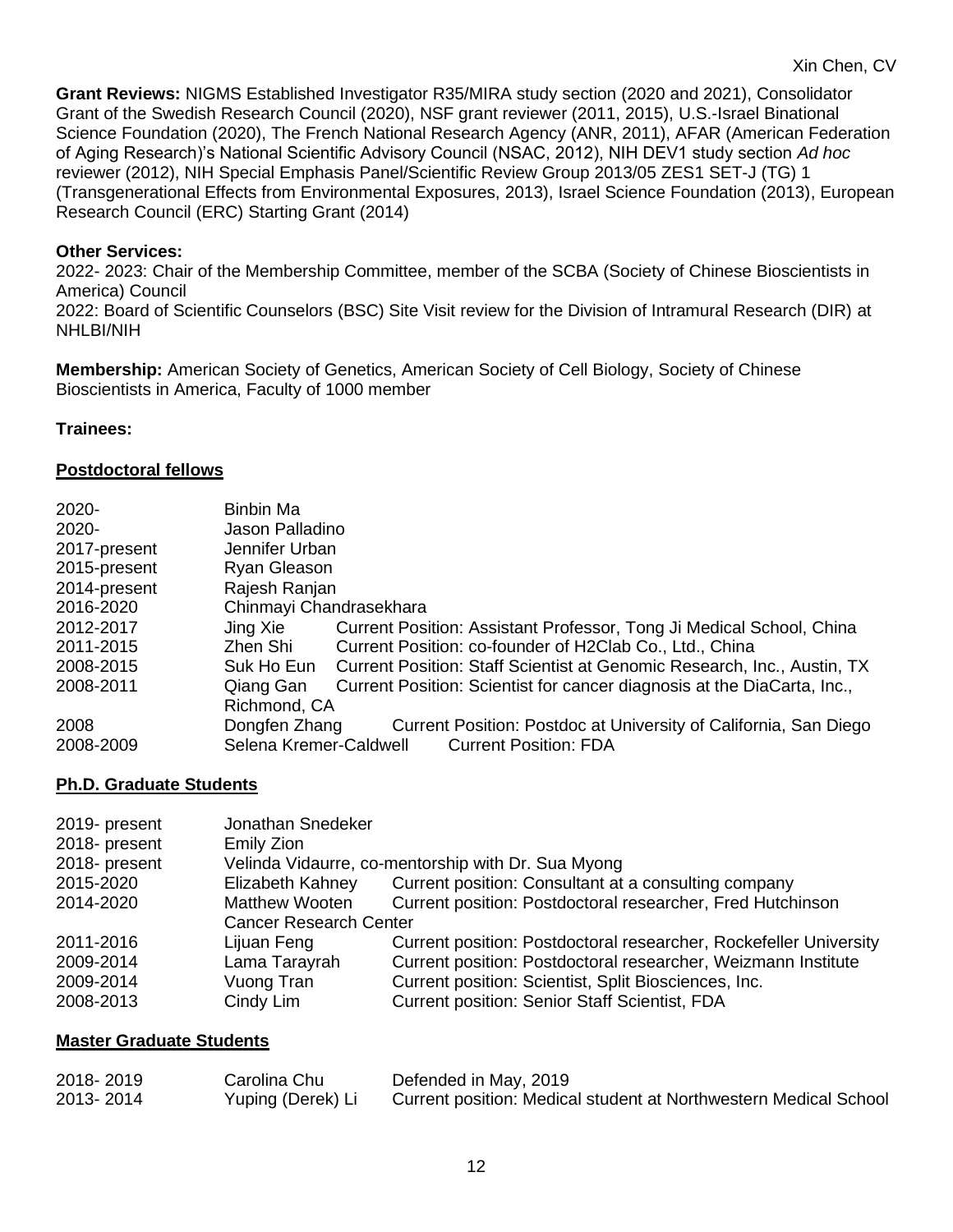**Grant Reviews:** NIGMS Established Investigator R35/MIRA study section (2020 and 2021), Consolidator Grant of the Swedish Research Council (2020), NSF grant reviewer (2011, 2015), U.S.-Israel Binational Science Foundation (2020), The French National Research Agency (ANR, 2011), AFAR (American Federation of Aging Research)'s National Scientific Advisory Council (NSAC, 2012), NIH DEV1 study section *Ad hoc* reviewer (2012), NIH Special Emphasis Panel/Scientific Review Group 2013/05 ZES1 SET-J (TG) 1 (Transgenerational Effects from Environmental Exposures, 2013), Israel Science Foundation (2013), European Research Council (ERC) Starting Grant (2014)

**Other Services:**
2022- 2023: Chair of the Membership Committee, member of the SCBA (Society of Chinese Bioscientists in America) Council
2022: Board of Scientific Counselors (BSC) Site Visit review for the Division of Intramural Research (DIR) at NHLBI/NIH

**Membership:** American Society of Genetics, American Society of Cell Biology, Society of Chinese Bioscientists in America, Faculty of 1000 member

**Trainees:**

**Postdoctoral fellows**

| | | |
|---|---|---|
| 2020- | Binbin Ma | |
| 2020- | Jason Palladino | |
| 2017-present | Jennifer Urban | |
| 2015-present | Ryan Gleason | |
| 2014-present | Rajesh Ranjan | |
| 2016-2020 | Chinmayi Chandrasekhara | |
| 2012-2017 | Jing Xie | Current Position: Assistant Professor, Tong Ji Medical School, China |
| 2011-2015 | Zhen Shi | Current Position: co-founder of H2Clab Co., Ltd., China |
| 2008-2015 | Suk Ho Eun | Current Position: Staff Scientist at Genomic Research, Inc., Austin, TX |
| 2008-2011 | Qiang Gan | Current Position: Scientist for cancer diagnosis at the DiaCarta, Inc., Richmond, CA |
| 2008 | Dongfen Zhang | Current Position: Postdoc at University of California, San Diego |
| 2008-2009 | Selena Kremer-Caldwell | Current Position: FDA |

**Ph.D. Graduate Students**

| | | |
|---|---|---|
| 2019- present | Jonathan Snedeker | |
| 2018- present | Emily Zion | |
| 2018- present | Velinda Vidaurre, co-mentorship with Dr. Sua Myong | |
| 2015-2020 | Elizabeth Kahney | Current position: Consultant at a consulting company |
| 2014-2020 | Matthew Wooten | Current position: Postdoctoral researcher, Fred Hutchinson Cancer Research Center |
| 2011-2016 | Lijuan Feng | Current position: Postdoctoral researcher, Rockefeller University |
| 2009-2014 | Lama Tarayrah | Current position: Postdoctoral researcher, Weizmann Institute |
| 2009-2014 | Vuong Tran | Current position: Scientist, Split Biosciences, Inc. |
| 2008-2013 | Cindy Lim | Current position: Senior Staff Scientist, FDA |

**Master Graduate Students**

| | | |
|---|---|---|
| 2018- 2019 | Carolina Chu | Defended in May, 2019 |
| 2013- 2014 | Yuping (Derek) Li | Current position: Medical student at Northwestern Medical School |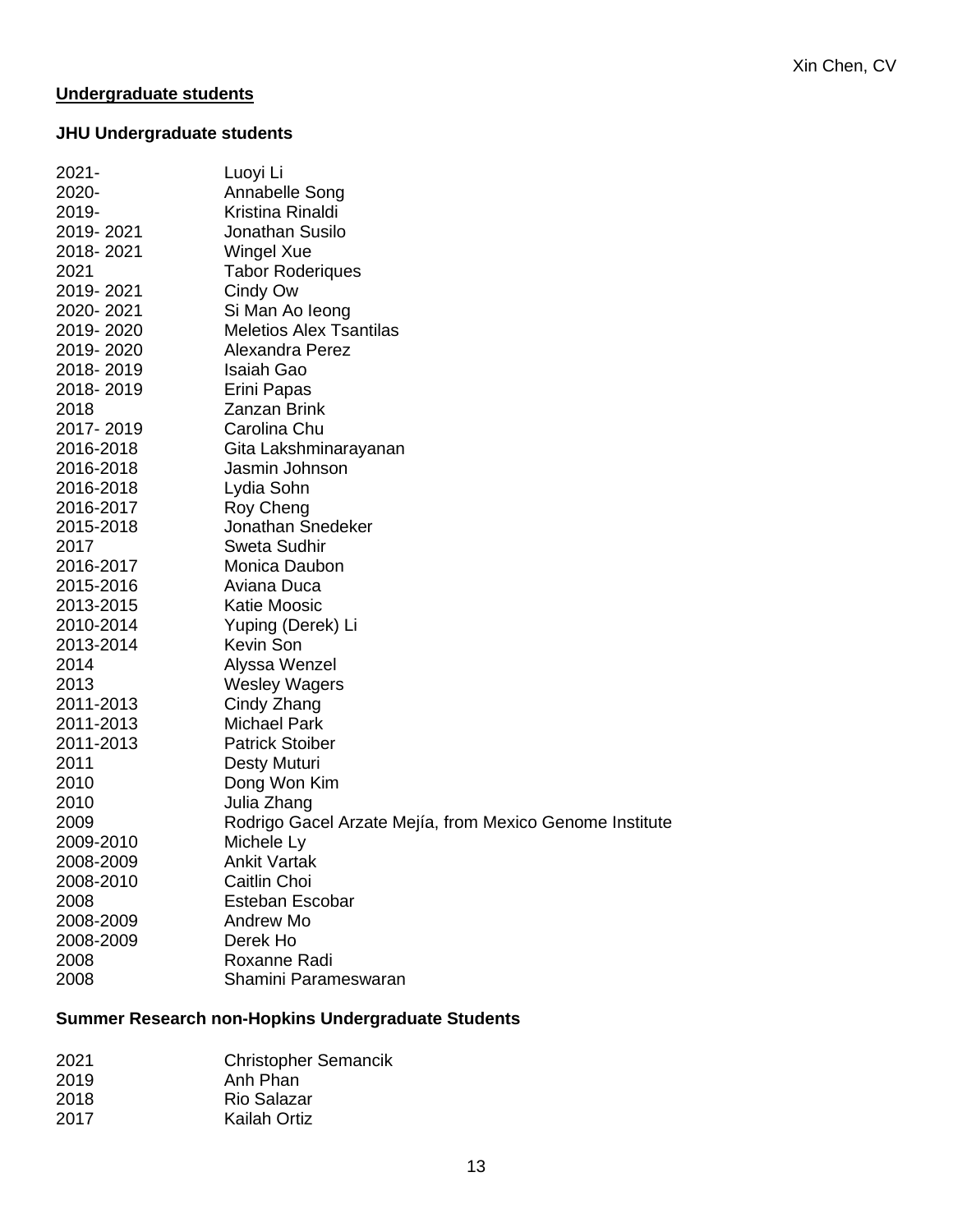**Undergraduate students**

**JHU Undergraduate students**

| | |
|---|---|
| 2021- | Luoyi Li |
| 2020- | Annabelle Song |
| 2019- | Kristina Rinaldi |
| 2019- 2021 | Jonathan Susilo |
| 2018- 2021 | Wingel Xue |
| 2021 | Tabor Roderiques |
| 2019- 2021 | Cindy Ow |
| 2020- 2021 | Si Man Ao Ieong |
| 2019- 2020 | Meletios Alex Tsantilas |
| 2019- 2020 | Alexandra Perez |
| 2018- 2019 | Isaiah Gao |
| 2018- 2019 | Erini Papas |
| 2018 | Zanzan Brink |
| 2017- 2019 | Carolina Chu |
| 2016-2018 | Gita Lakshminarayanan |
| 2016-2018 | Jasmin Johnson |
| 2016-2018 | Lydia Sohn |
| 2016-2017 | Roy Cheng |
| 2015-2018 | Jonathan Snedeker |
| 2017 | Sweta Sudhir |
| 2016-2017 | Monica Daubon |
| 2015-2016 | Aviana Duca |
| 2013-2015 | Katie Moosic |
| 2010-2014 | Yuping (Derek) Li |
| 2013-2014 | Kevin Son |
| 2014 | Alyssa Wenzel |
| 2013 | Wesley Wagers |
| 2011-2013 | Cindy Zhang |
| 2011-2013 | Michael Park |
| 2011-2013 | Patrick Stoiber |
| 2011 | Desty Muturi |
| 2010 | Dong Won Kim |
| 2010 | Julia Zhang |
| 2009 | Rodrigo Gacel Arzate Mejía, from Mexico Genome Institute |
| 2009-2010 | Michele Ly |
| 2008-2009 | Ankit Vartak |
| 2008-2010 | Caitlin Choi |
| 2008 | Esteban Escobar |
| 2008-2009 | Andrew Mo |
| 2008-2009 | Derek Ho |
| 2008 | Roxanne Radi |
| 2008 | Shamini Parameswaran |

**Summer Research non-Hopkins Undergraduate Students**

| | |
|---|---|
| 2021 | Christopher Semancik |
| 2019 | Anh Phan |
| 2018 | Rio Salazar |
| 2017 | Kailah Ortiz |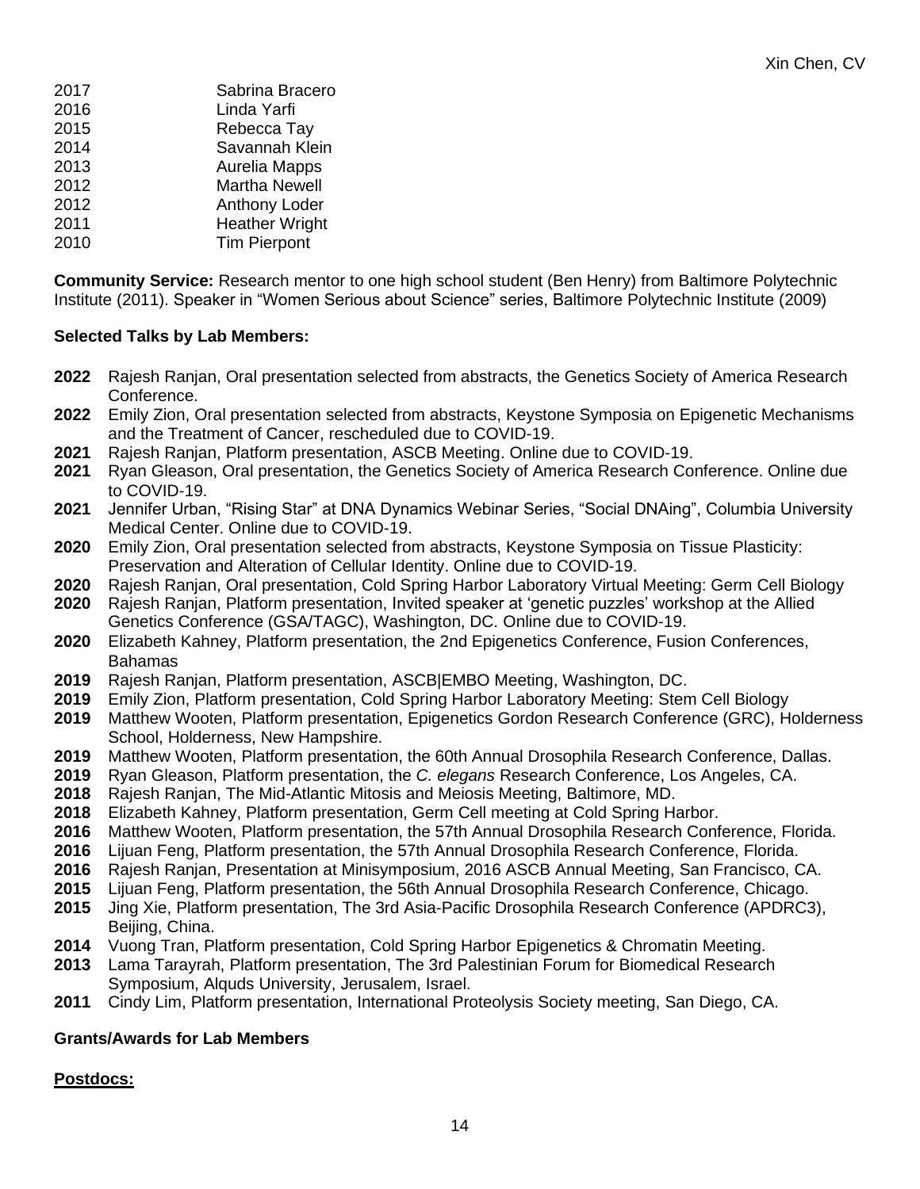2017 Sabrina Bracero
2016 Linda Yarfi
2015 Rebecca Tay
2014 Savannah Klein
2013 Aurelia Mapps
2012 Martha Newell
2012 Anthony Loder
2011 Heather Wright
2010 Tim Pierpont

**Community Service:** Research mentor to one high school student (Ben Henry) from Baltimore Polytechnic Institute (2011). Speaker in "Women Serious about Science" series, Baltimore Polytechnic Institute (2009)

**Selected Talks by Lab Members:**

- **2022** Rajesh Ranjan, Oral presentation selected from abstracts, the Genetics Society of America Research Conference.
- **2022** Emily Zion, Oral presentation selected from abstracts, Keystone Symposia on Epigenetic Mechanisms and the Treatment of Cancer, rescheduled due to COVID-19.
- **2021** Rajesh Ranjan, Platform presentation, ASCB Meeting. Online due to COVID-19.
- **2021** Ryan Gleason, Oral presentation, the Genetics Society of America Research Conference. Online due to COVID-19.
- **2021** Jennifer Urban, "Rising Star" at DNA Dynamics Webinar Series, "Social DNAing", Columbia University Medical Center. Online due to COVID-19.
- **2020** Emily Zion, Oral presentation selected from abstracts, Keystone Symposia on Tissue Plasticity: Preservation and Alteration of Cellular Identity. Online due to COVID-19.
- **2020** Rajesh Ranjan, Oral presentation, Cold Spring Harbor Laboratory Virtual Meeting: Germ Cell Biology
- **2020** Rajesh Ranjan, Platform presentation, Invited speaker at 'genetic puzzles' workshop at the Allied Genetics Conference (GSA/TAGC), Washington, DC. Online due to COVID-19.
- **2020** Elizabeth Kahney, Platform presentation, the 2nd Epigenetics Conference, Fusion Conferences, Bahamas
- **2019** Rajesh Ranjan, Platform presentation, ASCB|EMBO Meeting, Washington, DC.
- **2019** Emily Zion, Platform presentation, Cold Spring Harbor Laboratory Meeting: Stem Cell Biology
- **2019** Matthew Wooten, Platform presentation, Epigenetics Gordon Research Conference (GRC), Holderness School, Holderness, New Hampshire.
- **2019** Matthew Wooten, Platform presentation, the 60th Annual Drosophila Research Conference, Dallas.
- **2019** Ryan Gleason, Platform presentation, the *C. elegans* Research Conference, Los Angeles, CA.
- **2018** Rajesh Ranjan, The Mid-Atlantic Mitosis and Meiosis Meeting, Baltimore, MD.
- **2018** Elizabeth Kahney, Platform presentation, Germ Cell meeting at Cold Spring Harbor.
- **2016** Matthew Wooten, Platform presentation, the 57th Annual Drosophila Research Conference, Florida.
- **2016** Lijuan Feng, Platform presentation, the 57th Annual Drosophila Research Conference, Florida.
- **2016** Rajesh Ranjan, Presentation at Minisymposium, 2016 ASCB Annual Meeting, San Francisco, CA.
- **2015** Lijuan Feng, Platform presentation, the 56th Annual Drosophila Research Conference, Chicago.
- **2015** Jing Xie, Platform presentation, The 3rd Asia-Pacific Drosophila Research Conference (APDRC3), Beijing, China.
- **2014** Vuong Tran, Platform presentation, Cold Spring Harbor Epigenetics & Chromatin Meeting.
- **2013** Lama Tarayrah, Platform presentation, The 3rd Palestinian Forum for Biomedical Research Symposium, Alquds University, Jerusalem, Israel.
- **2011** Cindy Lim, Platform presentation, International Proteolysis Society meeting, San Diego, CA.

**Grants/Awards for Lab Members**

**Postdocs:**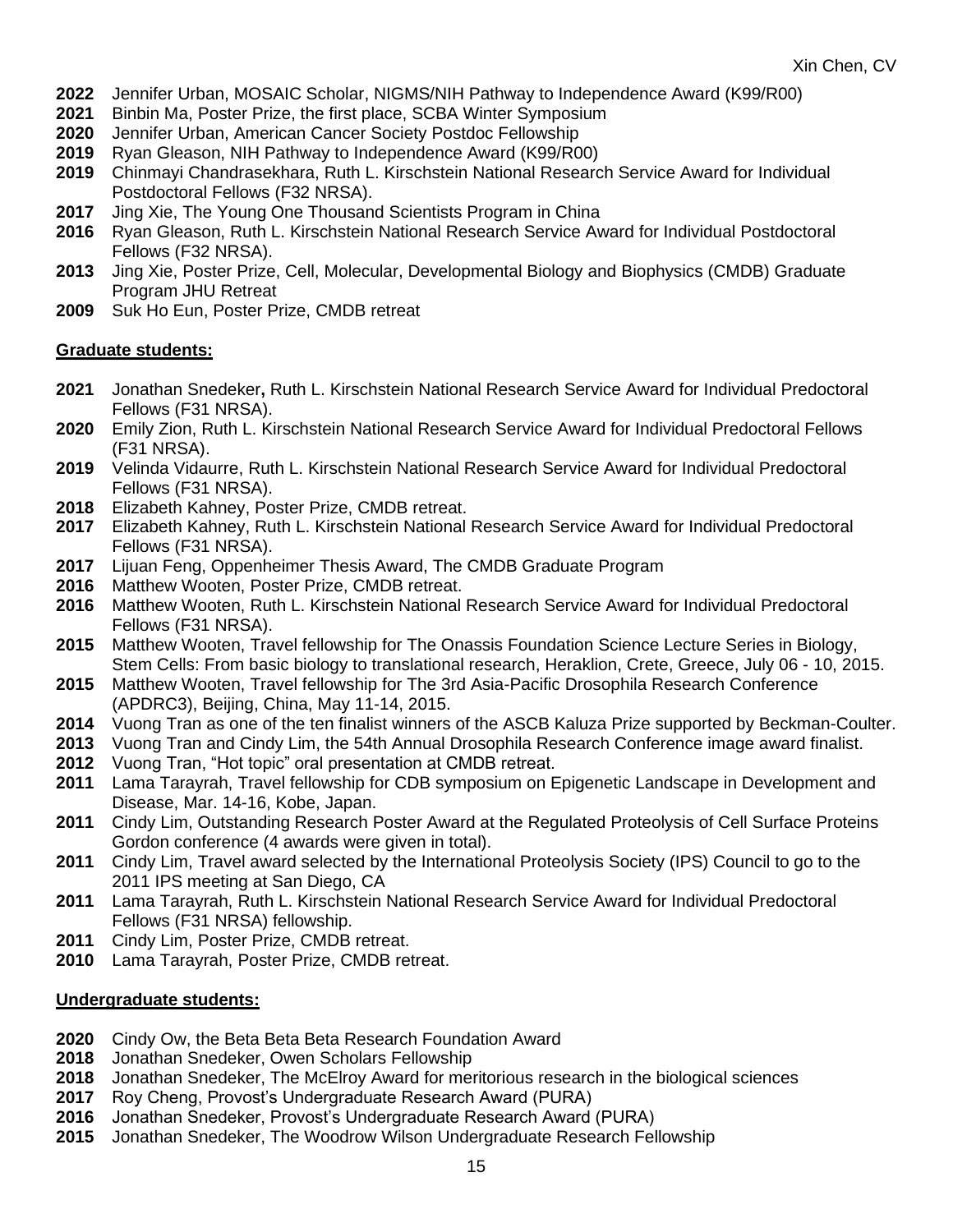**2022** Jennifer Urban, MOSAIC Scholar, NIGMS/NIH Pathway to Independence Award (K99/R00)
**2021** Binbin Ma, Poster Prize, the first place, SCBA Winter Symposium
**2020** Jennifer Urban, American Cancer Society Postdoc Fellowship
**2019** Ryan Gleason, NIH Pathway to Independence Award (K99/R00)
**2019** Chinmayi Chandrasekhara, Ruth L. Kirschstein National Research Service Award for Individual Postdoctoral Fellows (F32 NRSA).
**2017** Jing Xie, The Young One Thousand Scientists Program in China
**2016** Ryan Gleason, Ruth L. Kirschstein National Research Service Award for Individual Postdoctoral Fellows (F32 NRSA).
**2013** Jing Xie, Poster Prize, Cell, Molecular, Developmental Biology and Biophysics (CMDB) Graduate Program JHU Retreat
**2009** Suk Ho Eun, Poster Prize, CMDB retreat

**Graduate students:**

**2021** Jonathan Snedeker**,** Ruth L. Kirschstein National Research Service Award for Individual Predoctoral Fellows (F31 NRSA).
**2020** Emily Zion, Ruth L. Kirschstein National Research Service Award for Individual Predoctoral Fellows (F31 NRSA).
**2019** Velinda Vidaurre, Ruth L. Kirschstein National Research Service Award for Individual Predoctoral Fellows (F31 NRSA).
**2018** Elizabeth Kahney, Poster Prize, CMDB retreat.
**2017** Elizabeth Kahney, Ruth L. Kirschstein National Research Service Award for Individual Predoctoral Fellows (F31 NRSA).
**2017** Lijuan Feng, Oppenheimer Thesis Award, The CMDB Graduate Program
**2016** Matthew Wooten, Poster Prize, CMDB retreat.
**2016** Matthew Wooten, Ruth L. Kirschstein National Research Service Award for Individual Predoctoral Fellows (F31 NRSA).
**2015** Matthew Wooten, Travel fellowship for The Onassis Foundation Science Lecture Series in Biology, Stem Cells: From basic biology to translational research, Heraklion, Crete, Greece, July 06 - 10, 2015.
**2015** Matthew Wooten, Travel fellowship for The 3rd Asia-Pacific Drosophila Research Conference (APDRC3), Beijing, China, May 11-14, 2015.
**2014** Vuong Tran as one of the ten finalist winners of the ASCB Kaluza Prize supported by Beckman-Coulter.
**2013** Vuong Tran and Cindy Lim, the 54th Annual Drosophila Research Conference image award finalist.
**2012** Vuong Tran, "Hot topic" oral presentation at CMDB retreat.
**2011** Lama Tarayrah, Travel fellowship for CDB symposium on Epigenetic Landscape in Development and Disease, Mar. 14-16, Kobe, Japan.
**2011** Cindy Lim, Outstanding Research Poster Award at the Regulated Proteolysis of Cell Surface Proteins Gordon conference (4 awards were given in total).
**2011** Cindy Lim, Travel award selected by the International Proteolysis Society (IPS) Council to go to the 2011 IPS meeting at San Diego, CA
**2011** Lama Tarayrah, Ruth L. Kirschstein National Research Service Award for Individual Predoctoral Fellows (F31 NRSA) fellowship.
**2011** Cindy Lim, Poster Prize, CMDB retreat.
**2010** Lama Tarayrah, Poster Prize, CMDB retreat.

**Undergraduate students:**

**2020** Cindy Ow, the Beta Beta Beta Research Foundation Award
**2018** Jonathan Snedeker, Owen Scholars Fellowship
**2018** Jonathan Snedeker, The McElroy Award for meritorious research in the biological sciences
**2017** Roy Cheng, Provost's Undergraduate Research Award (PURA)
**2016** Jonathan Snedeker, Provost's Undergraduate Research Award (PURA)
**2015** Jonathan Snedeker, The Woodrow Wilson Undergraduate Research Fellowship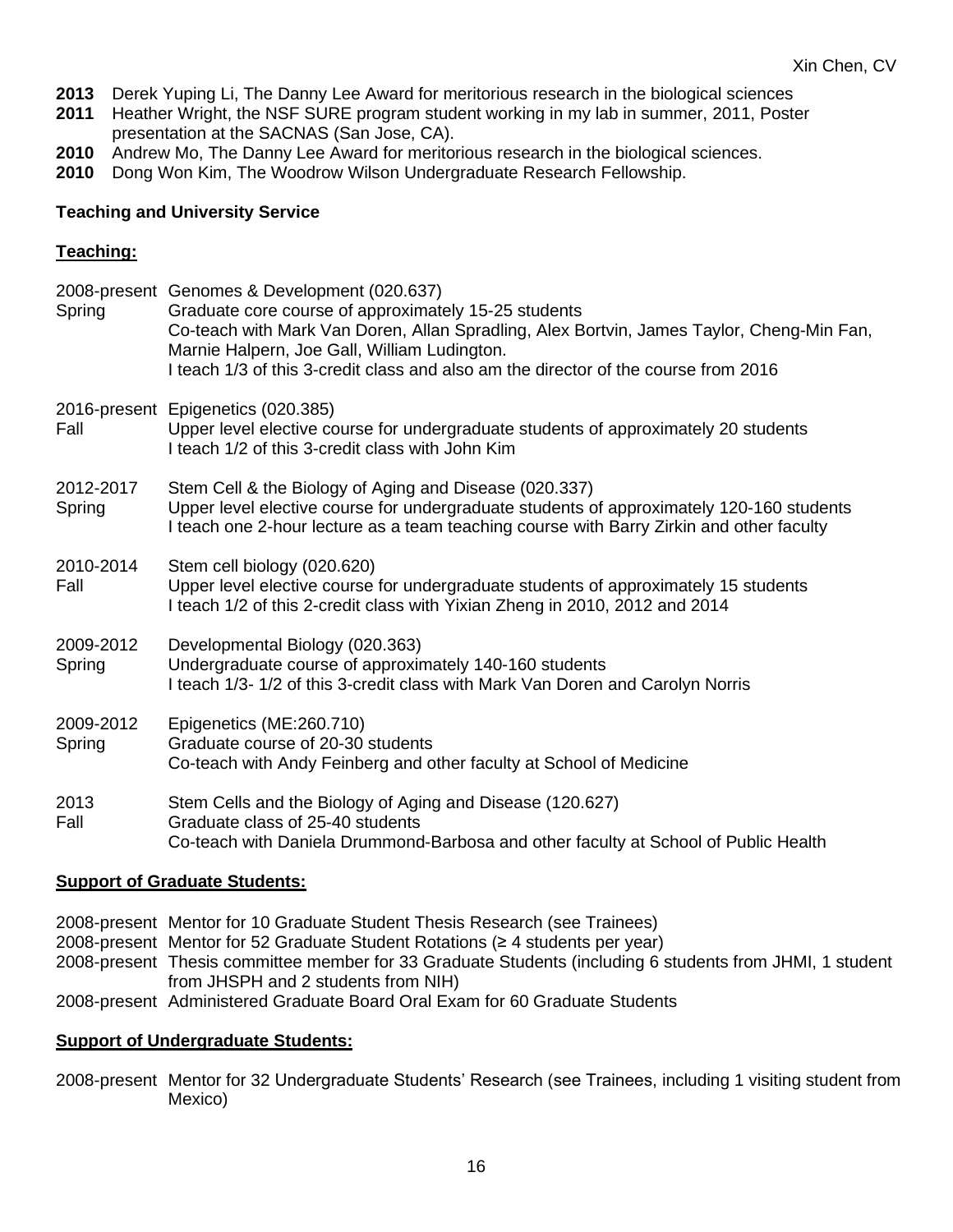**2013** Derek Yuping Li, The Danny Lee Award for meritorious research in the biological sciences
**2011** Heather Wright, the NSF SURE program student working in my lab in summer, 2011, Poster presentation at the SACNAS (San Jose, CA).
**2010** Andrew Mo, The Danny Lee Award for meritorious research in the biological sciences.
**2010** Dong Won Kim, The Woodrow Wilson Undergraduate Research Fellowship.

**Teaching and University Service**

## Teaching:

2008-present Spring
Genomes & Development (020.637)
Graduate core course of approximately 15-25 students
Co-teach with Mark Van Doren, Allan Spradling, Alex Bortvin, James Taylor, Cheng-Min Fan, Marnie Halpern, Joe Gall, William Ludington.
I teach 1/3 of this 3-credit class and also am the director of the course from 2016

2016-present Fall
Epigenetics (020.385)
Upper level elective course for undergraduate students of approximately 20 students
I teach 1/2 of this 3-credit class with John Kim

2012-2017 Spring
Stem Cell & the Biology of Aging and Disease (020.337)
Upper level elective course for undergraduate students of approximately 120-160 students
I teach one 2-hour lecture as a team teaching course with Barry Zirkin and other faculty

2010-2014 Fall
Stem cell biology (020.620)
Upper level elective course for undergraduate students of approximately 15 students
I teach 1/2 of this 2-credit class with Yixian Zheng in 2010, 2012 and 2014

2009-2012 Spring
Developmental Biology (020.363)
Undergraduate course of approximately 140-160 students
I teach 1/3- 1/2 of this 3-credit class with Mark Van Doren and Carolyn Norris

2009-2012 Spring
Epigenetics (ME:260.710)
Graduate course of 20-30 students
Co-teach with Andy Feinberg and other faculty at School of Medicine

2013 Fall
Stem Cells and the Biology of Aging and Disease (120.627)
Graduate class of 25-40 students
Co-teach with Daniela Drummond-Barbosa and other faculty at School of Public Health

## Support of Graduate Students:

2008-present Mentor for 10 Graduate Student Thesis Research (see Trainees)
2008-present Mentor for 52 Graduate Student Rotations (≥ 4 students per year)
2008-present Thesis committee member for 33 Graduate Students (including 6 students from JHMI, 1 student from JHSPH and 2 students from NIH)
2008-present Administered Graduate Board Oral Exam for 60 Graduate Students

## Support of Undergraduate Students:

2008-present Mentor for 32 Undergraduate Students' Research (see Trainees, including 1 visiting student from Mexico)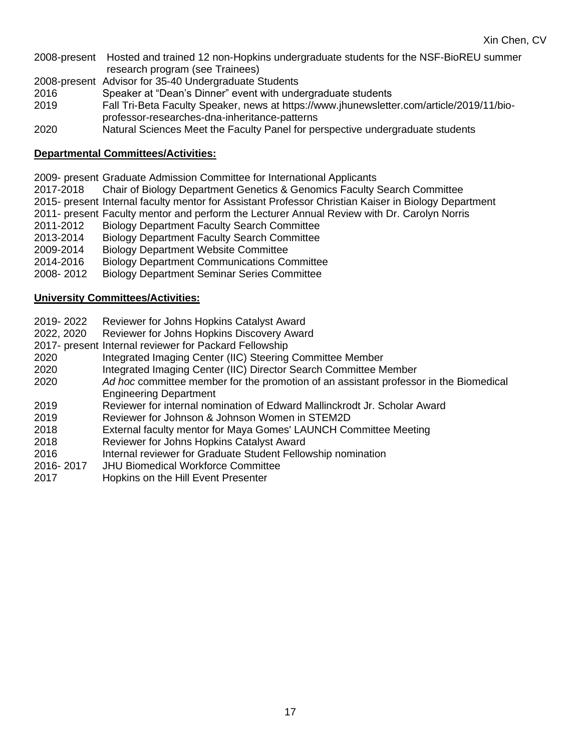2008-present Hosted and trained 12 non-Hopkins undergraduate students for the NSF-BioREU summer research program (see Trainees)
2008-present Advisor for 35-40 Undergraduate Students
2016 Speaker at "Dean's Dinner" event with undergraduate students
2019 Fall Tri-Beta Faculty Speaker, news at https://www.jhunewsletter.com/article/2019/11/bio-professor-researches-dna-inheritance-patterns
2020 Natural Sciences Meet the Faculty Panel for perspective undergraduate students

**Departmental Committees/Activities:**

2009- present Graduate Admission Committee for International Applicants
2017-2018 Chair of Biology Department Genetics & Genomics Faculty Search Committee
2015- present Internal faculty mentor for Assistant Professor Christian Kaiser in Biology Department
2011- present Faculty mentor and perform the Lecturer Annual Review with Dr. Carolyn Norris
2011-2012 Biology Department Faculty Search Committee
2013-2014 Biology Department Faculty Search Committee
2009-2014 Biology Department Website Committee
2014-2016 Biology Department Communications Committee
2008- 2012 Biology Department Seminar Series Committee

**University Committees/Activities:**

2019- 2022 Reviewer for Johns Hopkins Catalyst Award
2022, 2020 Reviewer for Johns Hopkins Discovery Award
2017- present Internal reviewer for Packard Fellowship
2020 Integrated Imaging Center (IIC) Steering Committee Member
2020 Integrated Imaging Center (IIC) Director Search Committee Member
2020 *Ad hoc* committee member for the promotion of an assistant professor in the Biomedical Engineering Department
2019 Reviewer for internal nomination of Edward Mallinckrodt Jr. Scholar Award
2019 Reviewer for Johnson & Johnson Women in STEM2D
2018 External faculty mentor for Maya Gomes' LAUNCH Committee Meeting
2018 Reviewer for Johns Hopkins Catalyst Award
2016 Internal reviewer for Graduate Student Fellowship nomination
2016- 2017 JHU Biomedical Workforce Committee
2017 Hopkins on the Hill Event Presenter